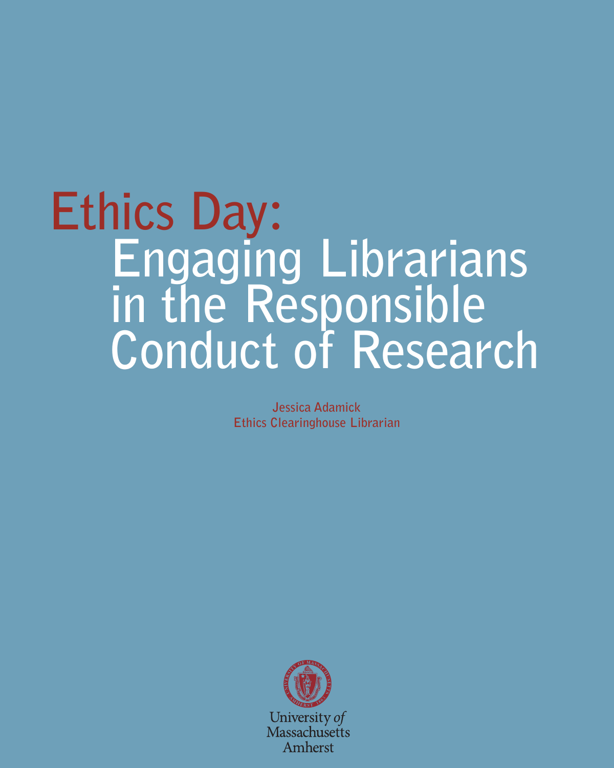# Ethics Day: Engaging Librarians in the Responsible Conduct of Research

Jessica Adamick
Ethics Clearinghouse Librarian

University *of* Massachusetts Amherst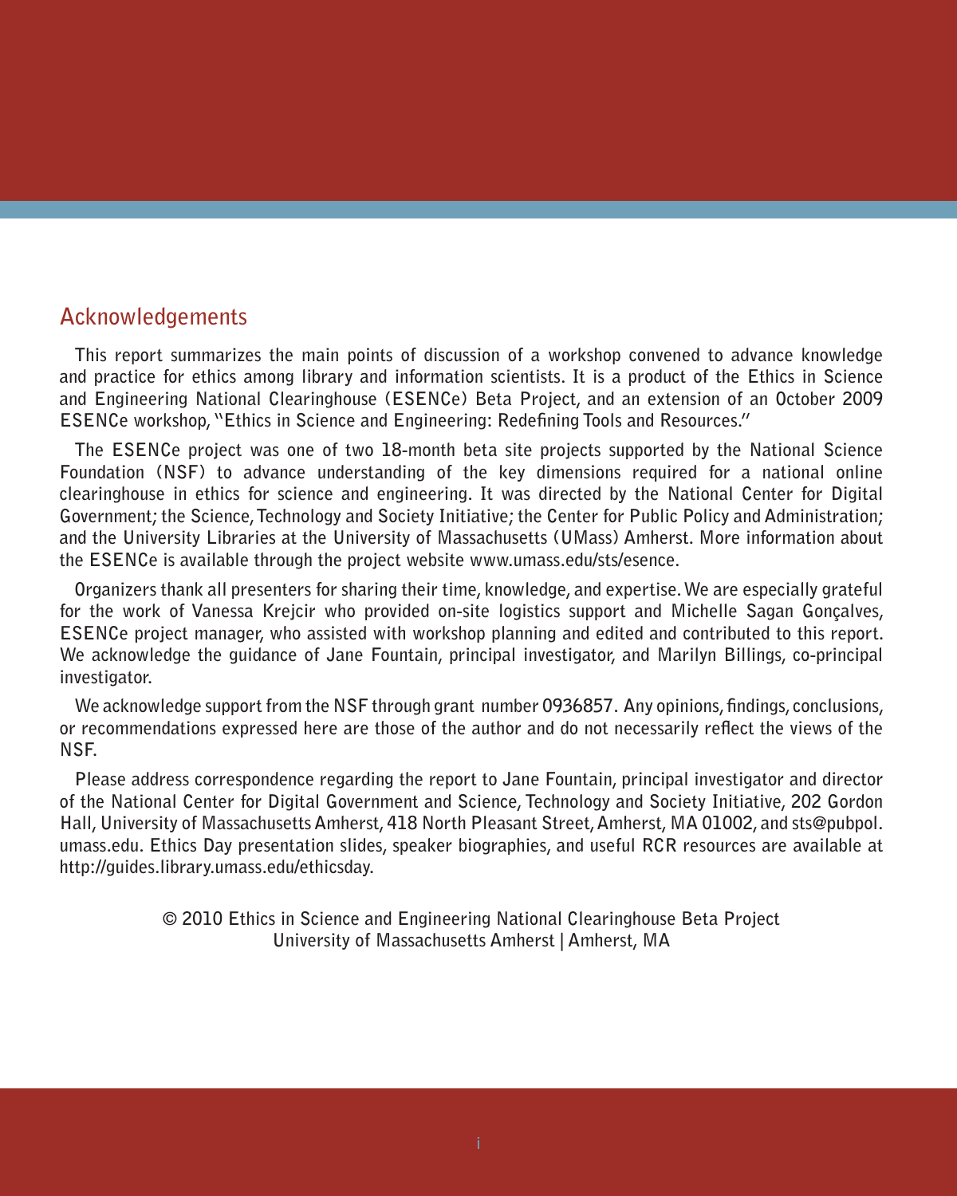## Acknowledgements

This report summarizes the main points of discussion of a workshop convened to advance knowledge and practice for ethics among library and information scientists. It is a product of the Ethics in Science and Engineering National Clearinghouse (ESENCe) Beta Project, and an extension of an October 2009 ESENCe workshop, "Ethics in Science and Engineering: Redefining Tools and Resources."

The ESENCe project was one of two 18-month beta site projects supported by the National Science Foundation (NSF) to advance understanding of the key dimensions required for a national online clearinghouse in ethics for science and engineering. It was directed by the National Center for Digital Government; the Science, Technology and Society Initiative; the Center for Public Policy and Administration; and the University Libraries at the University of Massachusetts (UMass) Amherst. More information about the ESENCe is available through the project website www.umass.edu/sts/esence.

Organizers thank all presenters for sharing their time, knowledge, and expertise. We are especially grateful for the work of Vanessa Krejcir who provided on-site logistics support and Michelle Sagan Gonçalves, ESENCe project manager, who assisted with workshop planning and edited and contributed to this report. We acknowledge the guidance of Jane Fountain, principal investigator, and Marilyn Billings, co-principal investigator.

We acknowledge support from the NSF through grant number 0936857. Any opinions, findings, conclusions, or recommendations expressed here are those of the author and do not necessarily reflect the views of the NSF.

Please address correspondence regarding the report to Jane Fountain, principal investigator and director of the National Center for Digital Government and Science, Technology and Society Initiative, 202 Gordon Hall, University of Massachusetts Amherst, 418 North Pleasant Street, Amherst, MA 01002, and sts@pubpol.umass.edu. Ethics Day presentation slides, speaker biographies, and useful RCR resources are available at http://guides.library.umass.edu/ethicsday.

© 2010 Ethics in Science and Engineering National Clearinghouse Beta Project
University of Massachusetts Amherst | Amherst, MA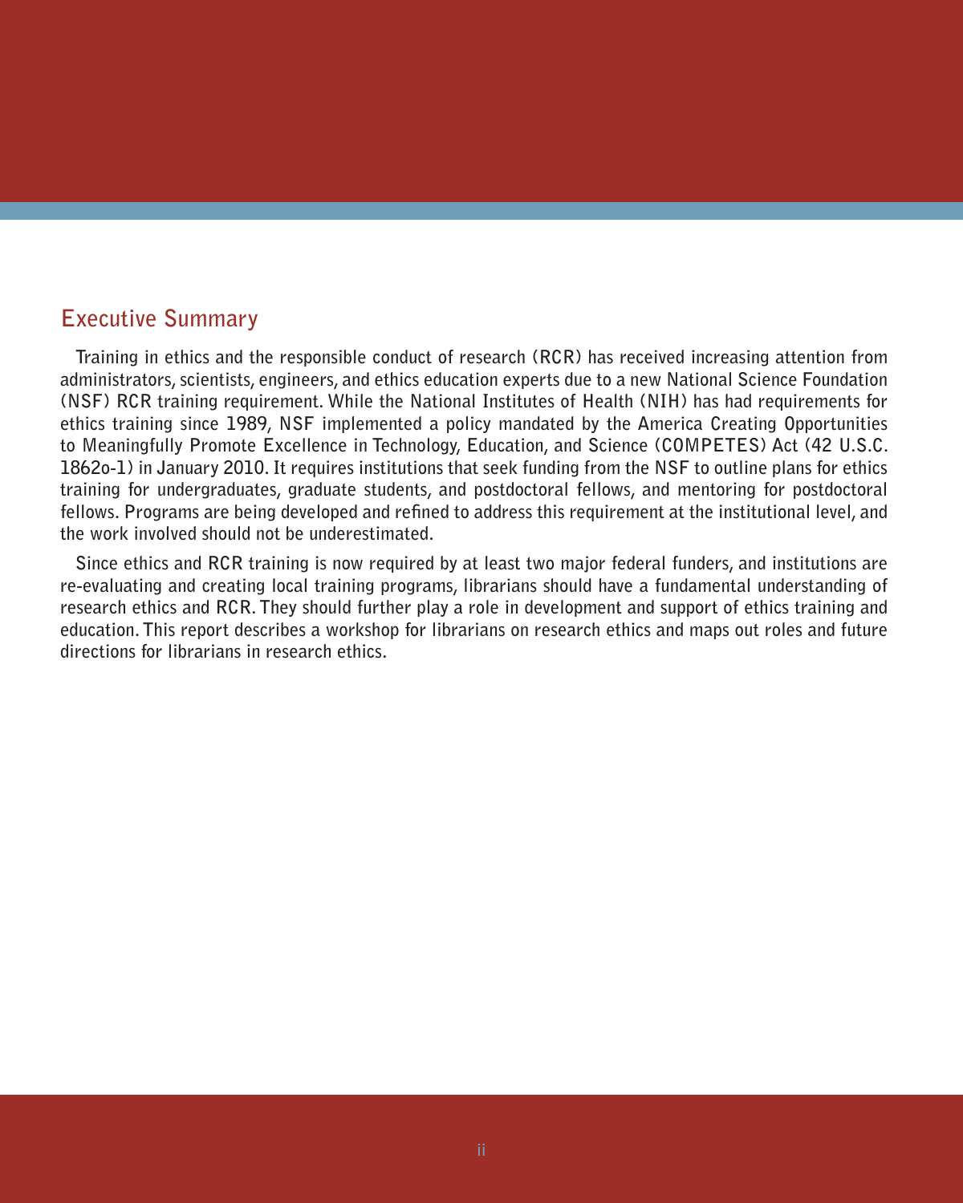## Executive Summary

Training in ethics and the responsible conduct of research (RCR) has received increasing attention from administrators, scientists, engineers, and ethics education experts due to a new National Science Foundation (NSF) RCR training requirement. While the National Institutes of Health (NIH) has had requirements for ethics training since 1989, NSF implemented a policy mandated by the America Creating Opportunities to Meaningfully Promote Excellence in Technology, Education, and Science (COMPETES) Act (42 U.S.C. 1862o-1) in January 2010. It requires institutions that seek funding from the NSF to outline plans for ethics training for undergraduates, graduate students, and postdoctoral fellows, and mentoring for postdoctoral fellows. Programs are being developed and refined to address this requirement at the institutional level, and the work involved should not be underestimated.

Since ethics and RCR training is now required by at least two major federal funders, and institutions are re-evaluating and creating local training programs, librarians should have a fundamental understanding of research ethics and RCR. They should further play a role in development and support of ethics training and education. This report describes a workshop for librarians on research ethics and maps out roles and future directions for librarians in research ethics.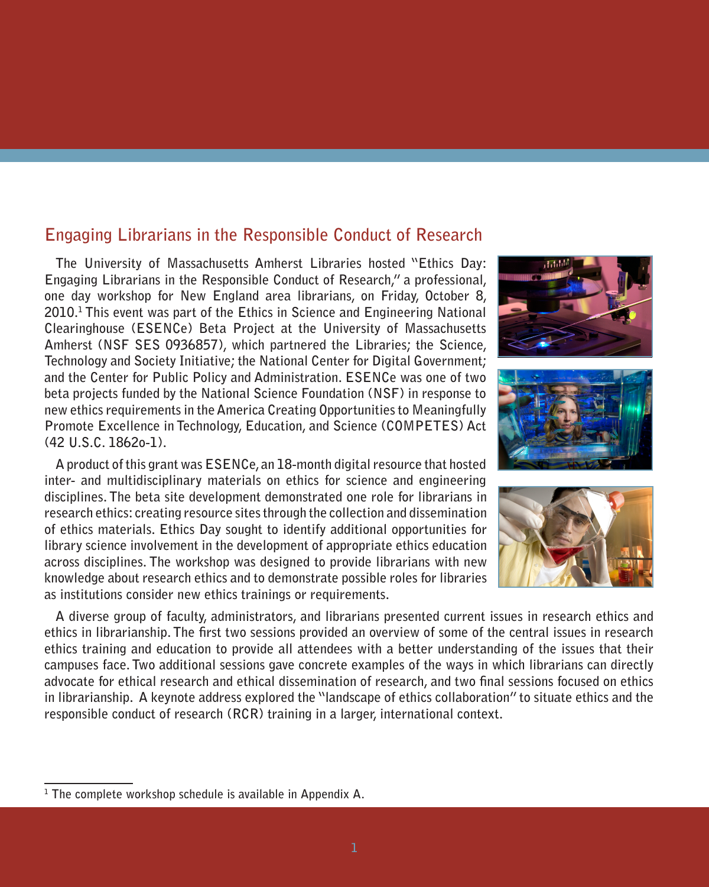## Engaging Librarians in the Responsible Conduct of Research

The University of Massachusetts Amherst Libraries hosted "Ethics Day: Engaging Librarians in the Responsible Conduct of Research," a professional, one day workshop for New England area librarians, on Friday, October 8, 2010.[1] This event was part of the Ethics in Science and Engineering National Clearinghouse (ESENCe) Beta Project at the University of Massachusetts Amherst (NSF SES 0936857), which partnered the Libraries; the Science, Technology and Society Initiative; the National Center for Digital Government; and the Center for Public Policy and Administration. ESENCe was one of two beta projects funded by the National Science Foundation (NSF) in response to new ethics requirements in the America Creating Opportunities to Meaningfully Promote Excellence in Technology, Education, and Science (COMPETES) Act (42 U.S.C. 1862o-1).

A product of this grant was ESENCe, an 18-month digital resource that hosted inter- and multidisciplinary materials on ethics for science and engineering disciplines. The beta site development demonstrated one role for librarians in research ethics: creating resource sites through the collection and dissemination of ethics materials. Ethics Day sought to identify additional opportunities for library science involvement in the development of appropriate ethics education across disciplines. The workshop was designed to provide librarians with new knowledge about research ethics and to demonstrate possible roles for libraries as institutions consider new ethics trainings or requirements.

A diverse group of faculty, administrators, and librarians presented current issues in research ethics and ethics in librarianship. The first two sessions provided an overview of some of the central issues in research ethics training and education to provide all attendees with a better understanding of the issues that their campuses face. Two additional sessions gave concrete examples of the ways in which librarians can directly advocate for ethical research and ethical dissemination of research, and two final sessions focused on ethics in librarianship. A keynote address explored the "landscape of ethics collaboration" to situate ethics and the responsible conduct of research (RCR) training in a larger, international context.

---

[1] The complete workshop schedule is available in Appendix A.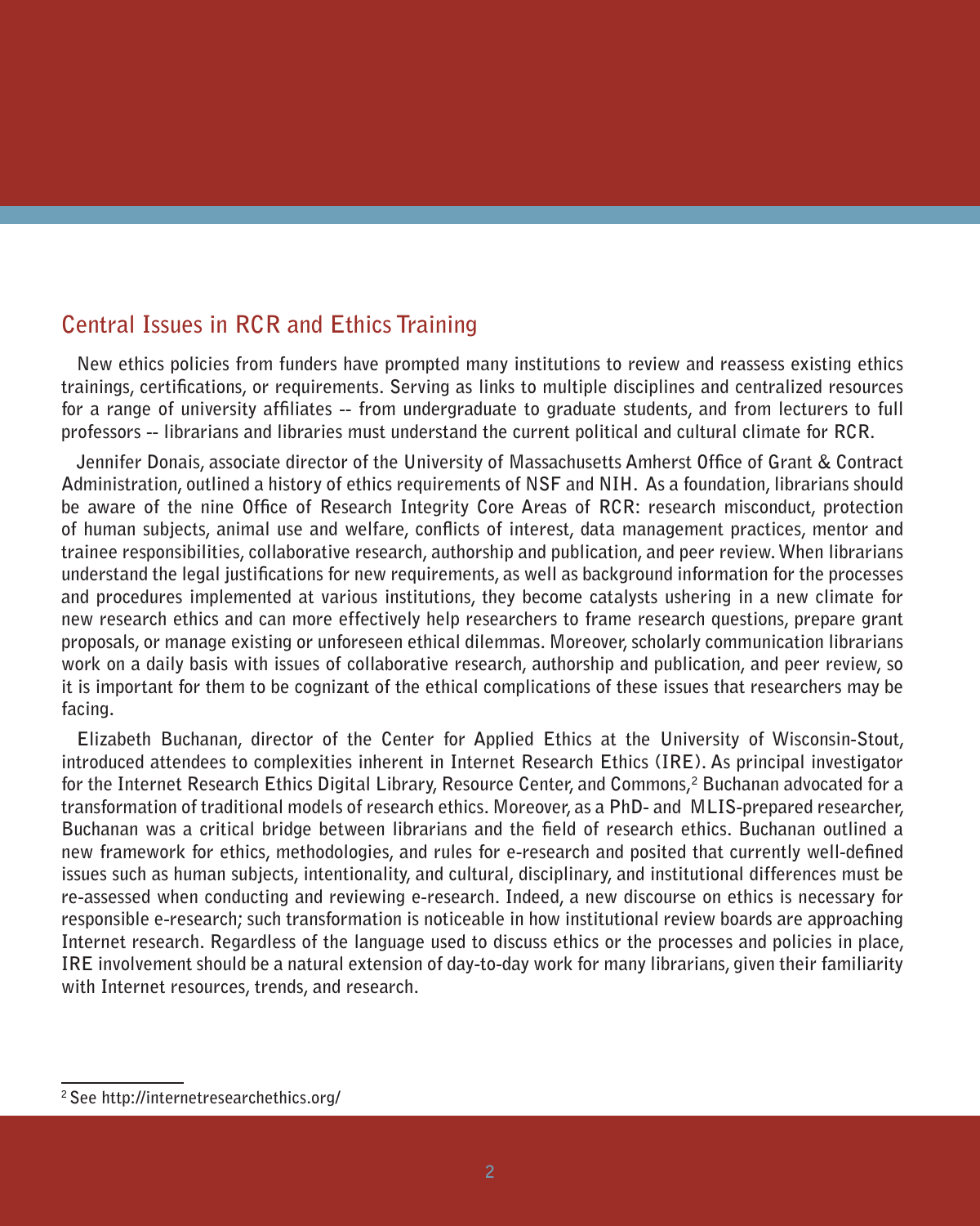## Central Issues in RCR and Ethics Training

New ethics policies from funders have prompted many institutions to review and reassess existing ethics trainings, certifications, or requirements. Serving as links to multiple disciplines and centralized resources for a range of university affiliates -- from undergraduate to graduate students, and from lecturers to full professors -- librarians and libraries must understand the current political and cultural climate for RCR.

Jennifer Donais, associate director of the University of Massachusetts Amherst Office of Grant & Contract Administration, outlined a history of ethics requirements of NSF and NIH. As a foundation, librarians should be aware of the nine Office of Research Integrity Core Areas of RCR: research misconduct, protection of human subjects, animal use and welfare, conflicts of interest, data management practices, mentor and trainee responsibilities, collaborative research, authorship and publication, and peer review. When librarians understand the legal justifications for new requirements, as well as background information for the processes and procedures implemented at various institutions, they become catalysts ushering in a new climate for new research ethics and can more effectively help researchers to frame research questions, prepare grant proposals, or manage existing or unforeseen ethical dilemmas. Moreover, scholarly communication librarians work on a daily basis with issues of collaborative research, authorship and publication, and peer review, so it is important for them to be cognizant of the ethical complications of these issues that researchers may be facing.

Elizabeth Buchanan, director of the Center for Applied Ethics at the University of Wisconsin-Stout, introduced attendees to complexities inherent in Internet Research Ethics (IRE). As principal investigator for the Internet Research Ethics Digital Library, Resource Center, and Commons,[2] Buchanan advocated for a transformation of traditional models of research ethics. Moreover, as a PhD- and MLIS-prepared researcher, Buchanan was a critical bridge between librarians and the field of research ethics. Buchanan outlined a new framework for ethics, methodologies, and rules for e-research and posited that currently well-defined issues such as human subjects, intentionality, and cultural, disciplinary, and institutional differences must be re-assessed when conducting and reviewing e-research. Indeed, a new discourse on ethics is necessary for responsible e-research; such transformation is noticeable in how institutional review boards are approaching Internet research. Regardless of the language used to discuss ethics or the processes and policies in place, IRE involvement should be a natural extension of day-to-day work for many librarians, given their familiarity with Internet resources, trends, and research.

---

[2] See http://internetresearchethics.org/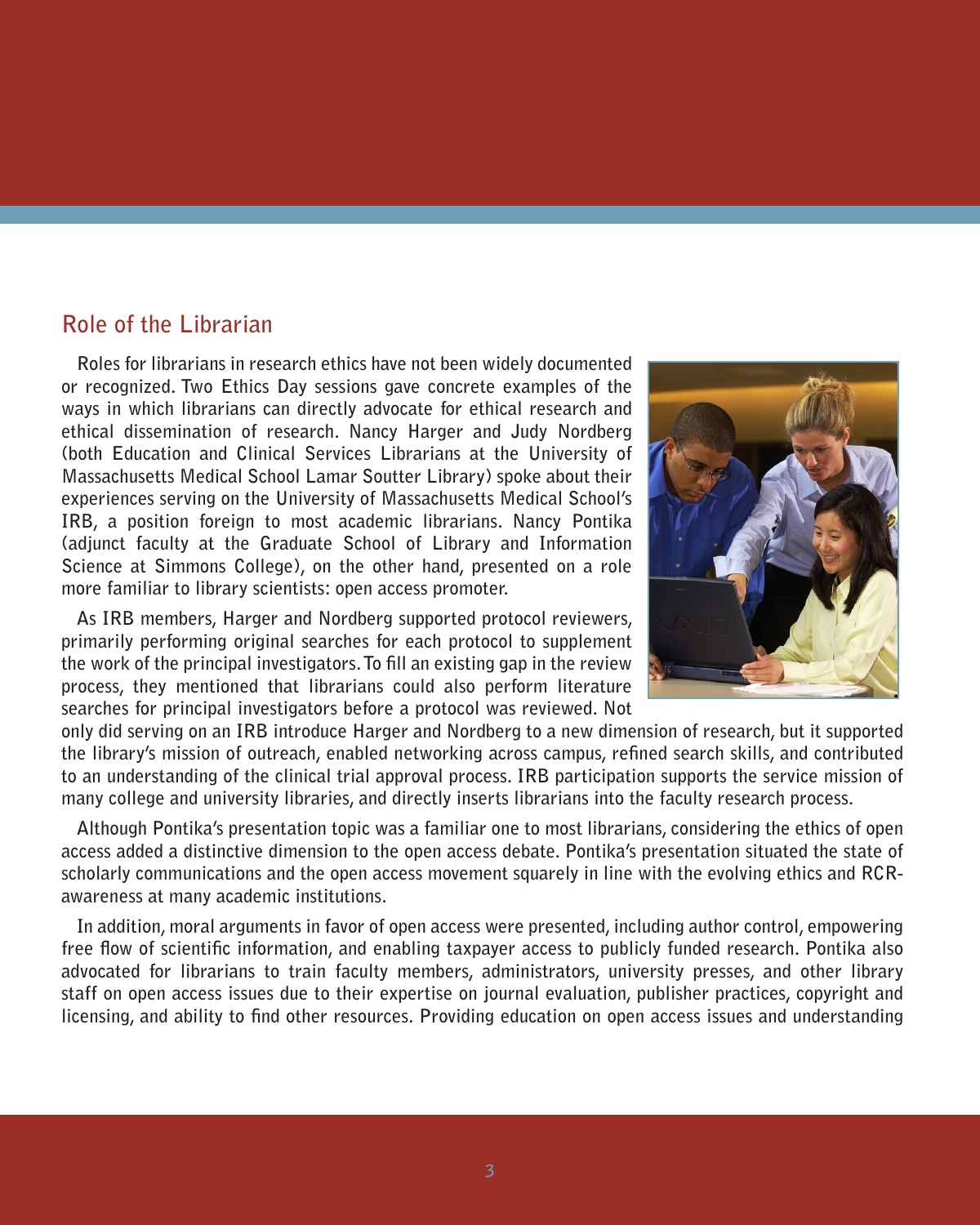## Role of the Librarian

Roles for librarians in research ethics have not been widely documented or recognized. Two Ethics Day sessions gave concrete examples of the ways in which librarians can directly advocate for ethical research and ethical dissemination of research. Nancy Harger and Judy Nordberg (both Education and Clinical Services Librarians at the University of Massachusetts Medical School Lamar Soutter Library) spoke about their experiences serving on the University of Massachusetts Medical School's IRB, a position foreign to most academic librarians. Nancy Pontika (adjunct faculty at the Graduate School of Library and Information Science at Simmons College), on the other hand, presented on a role more familiar to library scientists: open access promoter.

As IRB members, Harger and Nordberg supported protocol reviewers, primarily performing original searches for each protocol to supplement the work of the principal investigators. To fill an existing gap in the review process, they mentioned that librarians could also perform literature searches for principal investigators before a protocol was reviewed. Not only did serving on an IRB introduce Harger and Nordberg to a new dimension of research, but it supported the library's mission of outreach, enabled networking across campus, refined search skills, and contributed to an understanding of the clinical trial approval process. IRB participation supports the service mission of many college and university libraries, and directly inserts librarians into the faculty research process.

Although Pontika's presentation topic was a familiar one to most librarians, considering the ethics of open access added a distinctive dimension to the open access debate. Pontika's presentation situated the state of scholarly communications and the open access movement squarely in line with the evolving ethics and RCR-awareness at many academic institutions.

In addition, moral arguments in favor of open access were presented, including author control, empowering free flow of scientific information, and enabling taxpayer access to publicly funded research. Pontika also advocated for librarians to train faculty members, administrators, university presses, and other library staff on open access issues due to their expertise on journal evaluation, publisher practices, copyright and licensing, and ability to find other resources. Providing education on open access issues and understanding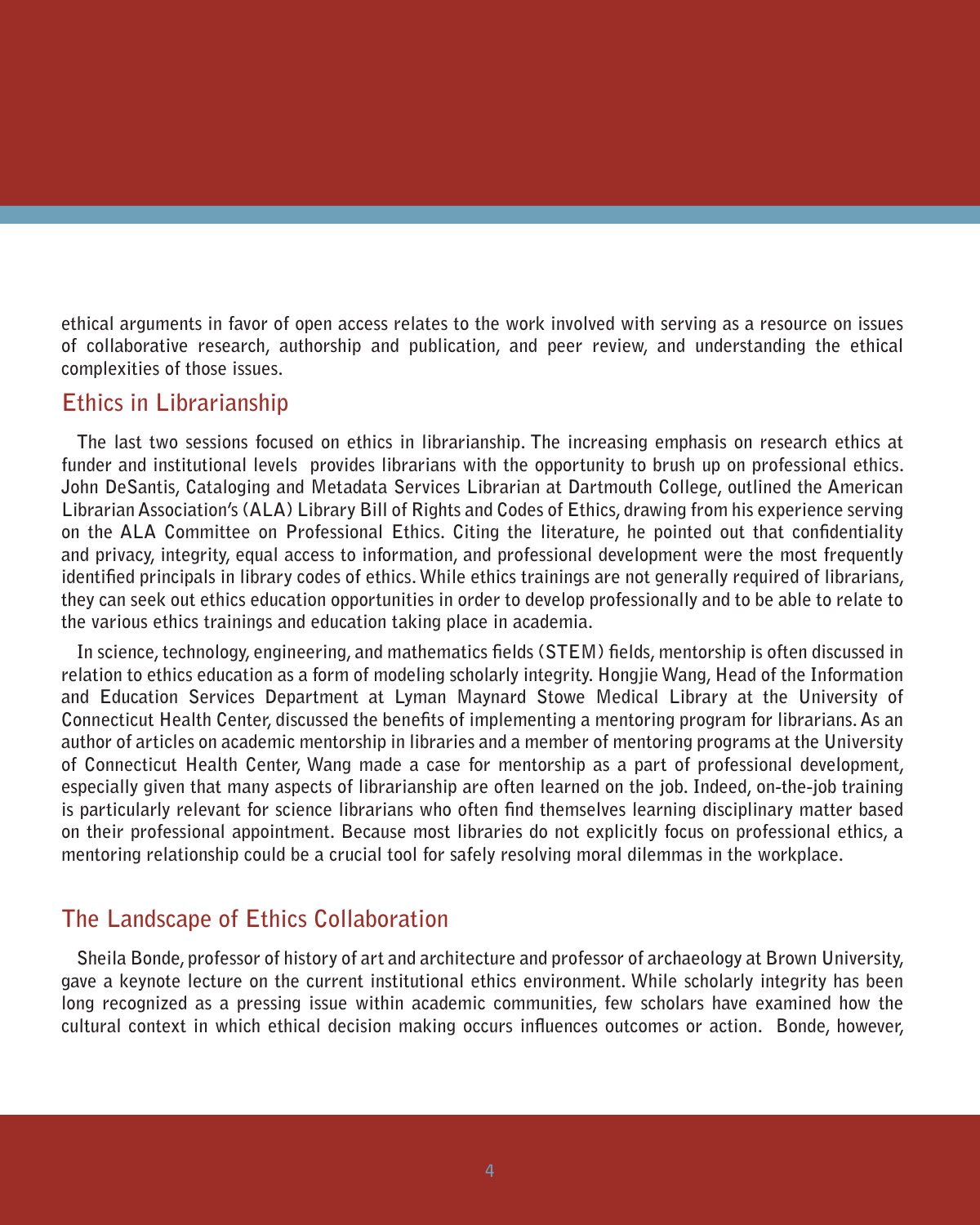ethical arguments in favor of open access relates to the work involved with serving as a resource on issues of collaborative research, authorship and publication, and peer review, and understanding the ethical complexities of those issues.

## Ethics in Librarianship

The last two sessions focused on ethics in librarianship. The increasing emphasis on research ethics at funder and institutional levels provides librarians with the opportunity to brush up on professional ethics. John DeSantis, Cataloging and Metadata Services Librarian at Dartmouth College, outlined the American Librarian Association's (ALA) Library Bill of Rights and Codes of Ethics, drawing from his experience serving on the ALA Committee on Professional Ethics. Citing the literature, he pointed out that confidentiality and privacy, integrity, equal access to information, and professional development were the most frequently identified principals in library codes of ethics. While ethics trainings are not generally required of librarians, they can seek out ethics education opportunities in order to develop professionally and to be able to relate to the various ethics trainings and education taking place in academia.

In science, technology, engineering, and mathematics fields (STEM) fields, mentorship is often discussed in relation to ethics education as a form of modeling scholarly integrity. Hongjie Wang, Head of the Information and Education Services Department at Lyman Maynard Stowe Medical Library at the University of Connecticut Health Center, discussed the benefits of implementing a mentoring program for librarians. As an author of articles on academic mentorship in libraries and a member of mentoring programs at the University of Connecticut Health Center, Wang made a case for mentorship as a part of professional development, especially given that many aspects of librarianship are often learned on the job. Indeed, on-the-job training is particularly relevant for science librarians who often find themselves learning disciplinary matter based on their professional appointment. Because most libraries do not explicitly focus on professional ethics, a mentoring relationship could be a crucial tool for safely resolving moral dilemmas in the workplace.

## The Landscape of Ethics Collaboration

Sheila Bonde, professor of history of art and architecture and professor of archaeology at Brown University, gave a keynote lecture on the current institutional ethics environment. While scholarly integrity has been long recognized as a pressing issue within academic communities, few scholars have examined how the cultural context in which ethical decision making occurs influences outcomes or action. Bonde, however,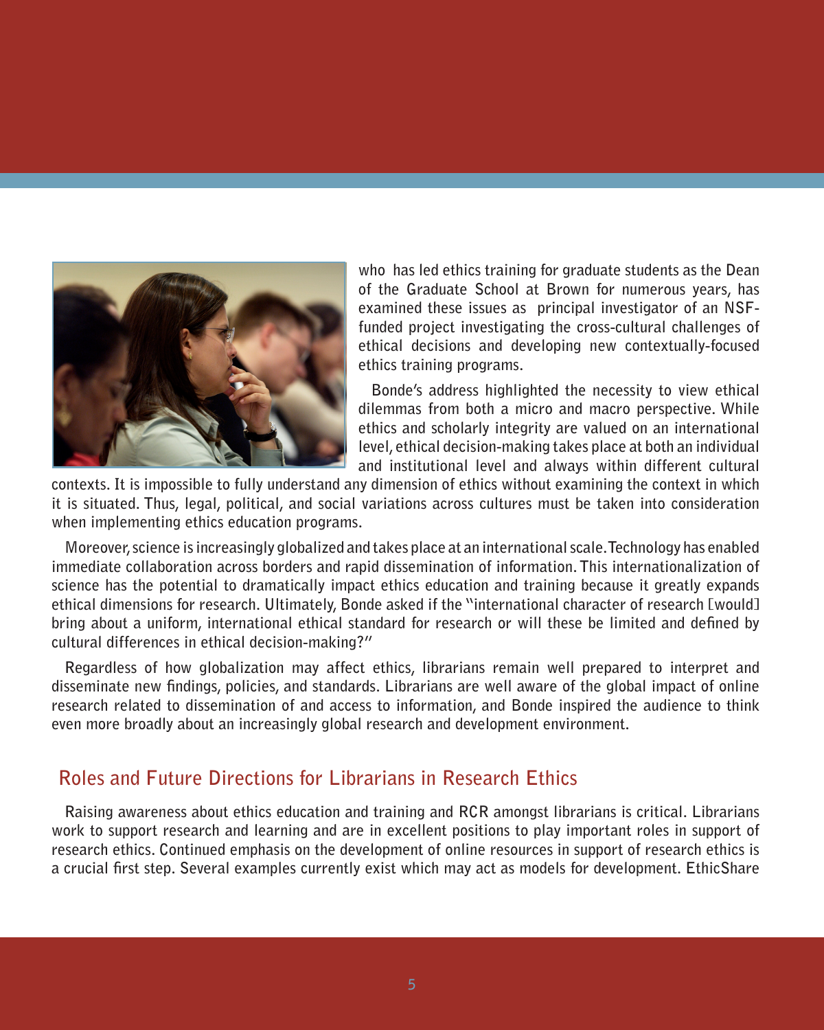who has led ethics training for graduate students as the Dean of the Graduate School at Brown for numerous years, has examined these issues as principal investigator of an NSF-funded project investigating the cross-cultural challenges of ethical decisions and developing new contextually-focused ethics training programs.

Bonde's address highlighted the necessity to view ethical dilemmas from both a micro and macro perspective. While ethics and scholarly integrity are valued on an international level, ethical decision-making takes place at both an individual and institutional level and always within different cultural contexts. It is impossible to fully understand any dimension of ethics without examining the context in which it is situated. Thus, legal, political, and social variations across cultures must be taken into consideration when implementing ethics education programs.

Moreover, science is increasingly globalized and takes place at an international scale. Technology has enabled immediate collaboration across borders and rapid dissemination of information. This internationalization of science has the potential to dramatically impact ethics education and training because it greatly expands ethical dimensions for research. Ultimately, Bonde asked if the "international character of research [would] bring about a uniform, international ethical standard for research or will these be limited and defined by cultural differences in ethical decision-making?"

Regardless of how globalization may affect ethics, librarians remain well prepared to interpret and disseminate new findings, policies, and standards. Librarians are well aware of the global impact of online research related to dissemination of and access to information, and Bonde inspired the audience to think even more broadly about an increasingly global research and development environment.

## Roles and Future Directions for Librarians in Research Ethics

Raising awareness about ethics education and training and RCR amongst librarians is critical. Librarians work to support research and learning and are in excellent positions to play important roles in support of research ethics. Continued emphasis on the development of online resources in support of research ethics is a crucial first step. Several examples currently exist which may act as models for development. EthicShare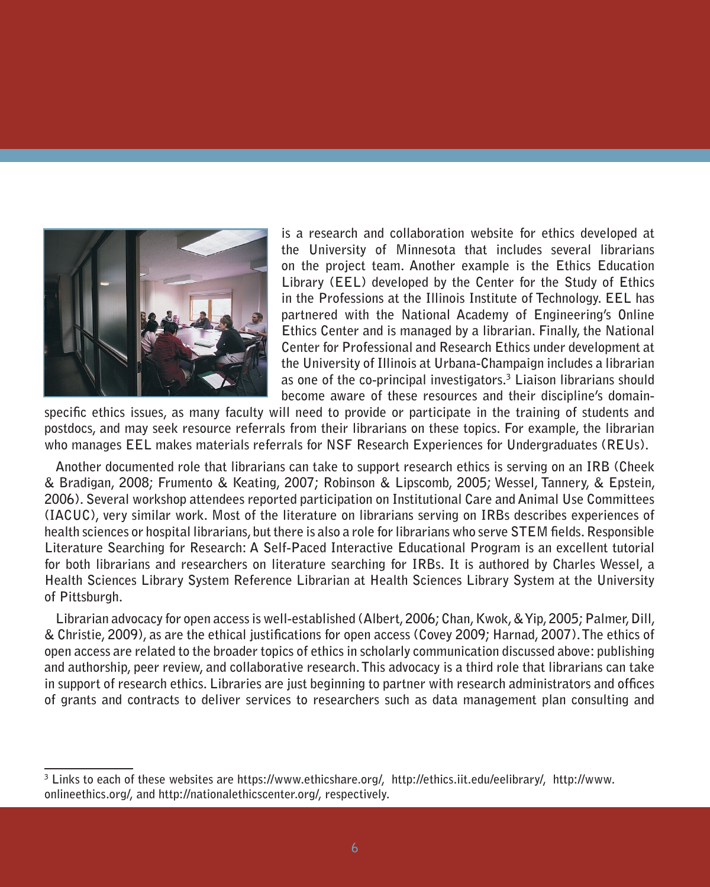is a research and collaboration website for ethics developed at the University of Minnesota that includes several librarians on the project team. Another example is the Ethics Education Library (EEL) developed by the Center for the Study of Ethics in the Professions at the Illinois Institute of Technology. EEL has partnered with the National Academy of Engineering's Online Ethics Center and is managed by a librarian. Finally, the National Center for Professional and Research Ethics under development at the University of Illinois at Urbana-Champaign includes a librarian as one of the co-principal investigators.[3] Liaison librarians should become aware of these resources and their discipline's domain-specific ethics issues, as many faculty will need to provide or participate in the training of students and postdocs, and may seek resource referrals from their librarians on these topics. For example, the librarian who manages EEL makes materials referrals for NSF Research Experiences for Undergraduates (REUs).

Another documented role that librarians can take to support research ethics is serving on an IRB (Cheek & Bradigan, 2008; Frumento & Keating, 2007; Robinson & Lipscomb, 2005; Wessel, Tannery, & Epstein, 2006). Several workshop attendees reported participation on Institutional Care and Animal Use Committees (IACUC), very similar work. Most of the literature on librarians serving on IRBs describes experiences of health sciences or hospital librarians, but there is also a role for librarians who serve STEM fields. Responsible Literature Searching for Research: A Self-Paced Interactive Educational Program is an excellent tutorial for both librarians and researchers on literature searching for IRBs. It is authored by Charles Wessel, a Health Sciences Library System Reference Librarian at Health Sciences Library System at the University of Pittsburgh.

Librarian advocacy for open access is well-established (Albert, 2006; Chan, Kwok, & Yip, 2005; Palmer, Dill, & Christie, 2009), as are the ethical justifications for open access (Covey 2009; Harnad, 2007). The ethics of open access are related to the broader topics of ethics in scholarly communication discussed above: publishing and authorship, peer review, and collaborative research. This advocacy is a third role that librarians can take in support of research ethics. Libraries are just beginning to partner with research administrators and offices of grants and contracts to deliver services to researchers such as data management plan consulting and

[3] Links to each of these websites are https://www.ethicshare.org/, http://ethics.iit.edu/eelibrary/, http://www.onlineethics.org/, and http://nationalethicscenter.org/, respectively.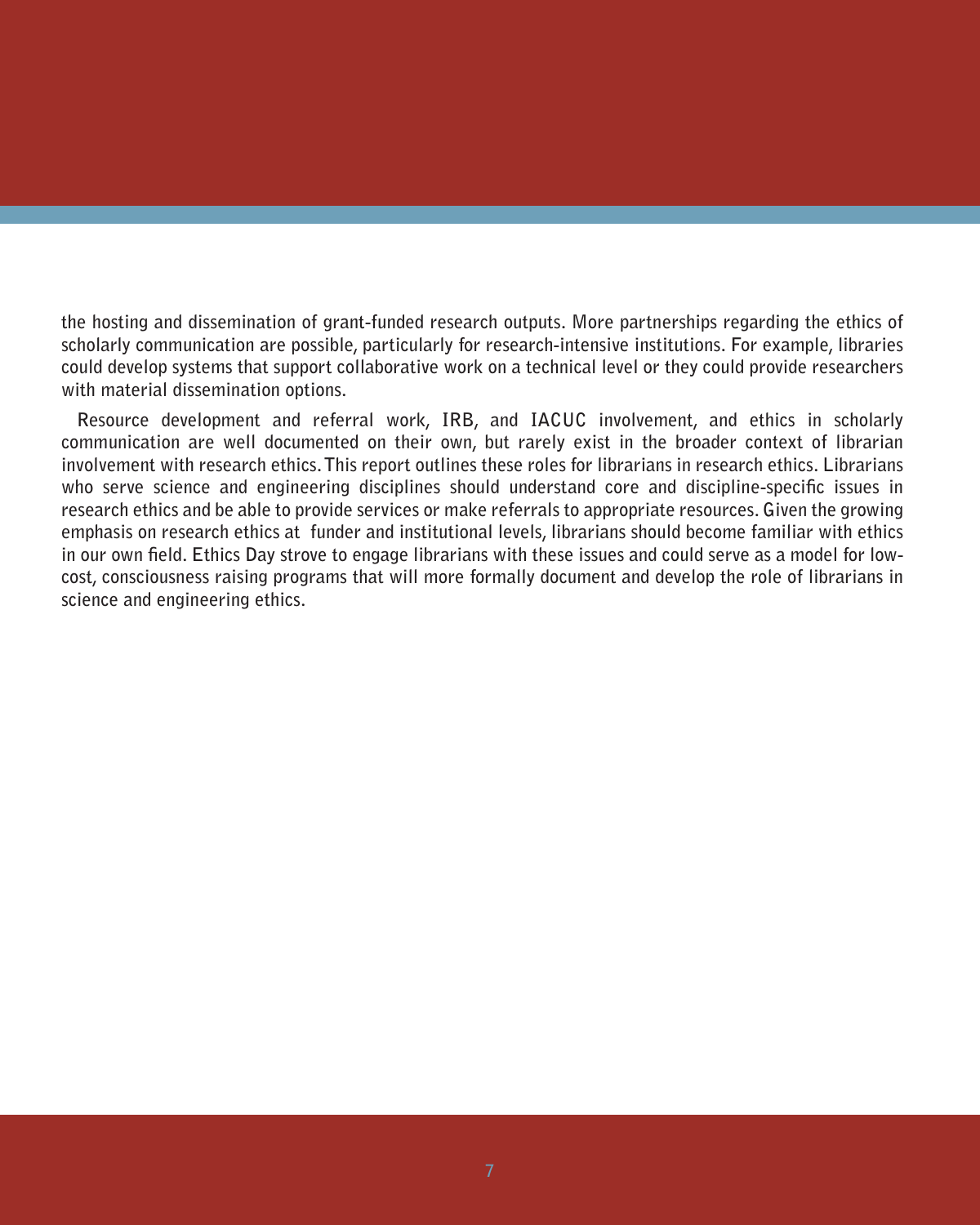the hosting and dissemination of grant-funded research outputs. More partnerships regarding the ethics of scholarly communication are possible, particularly for research-intensive institutions. For example, libraries could develop systems that support collaborative work on a technical level or they could provide researchers with material dissemination options.

Resource development and referral work, IRB, and IACUC involvement, and ethics in scholarly communication are well documented on their own, but rarely exist in the broader context of librarian involvement with research ethics. This report outlines these roles for librarians in research ethics. Librarians who serve science and engineering disciplines should understand core and discipline-specific issues in research ethics and be able to provide services or make referrals to appropriate resources. Given the growing emphasis on research ethics at funder and institutional levels, librarians should become familiar with ethics in our own field. Ethics Day strove to engage librarians with these issues and could serve as a model for low-cost, consciousness raising programs that will more formally document and develop the role of librarians in science and engineering ethics.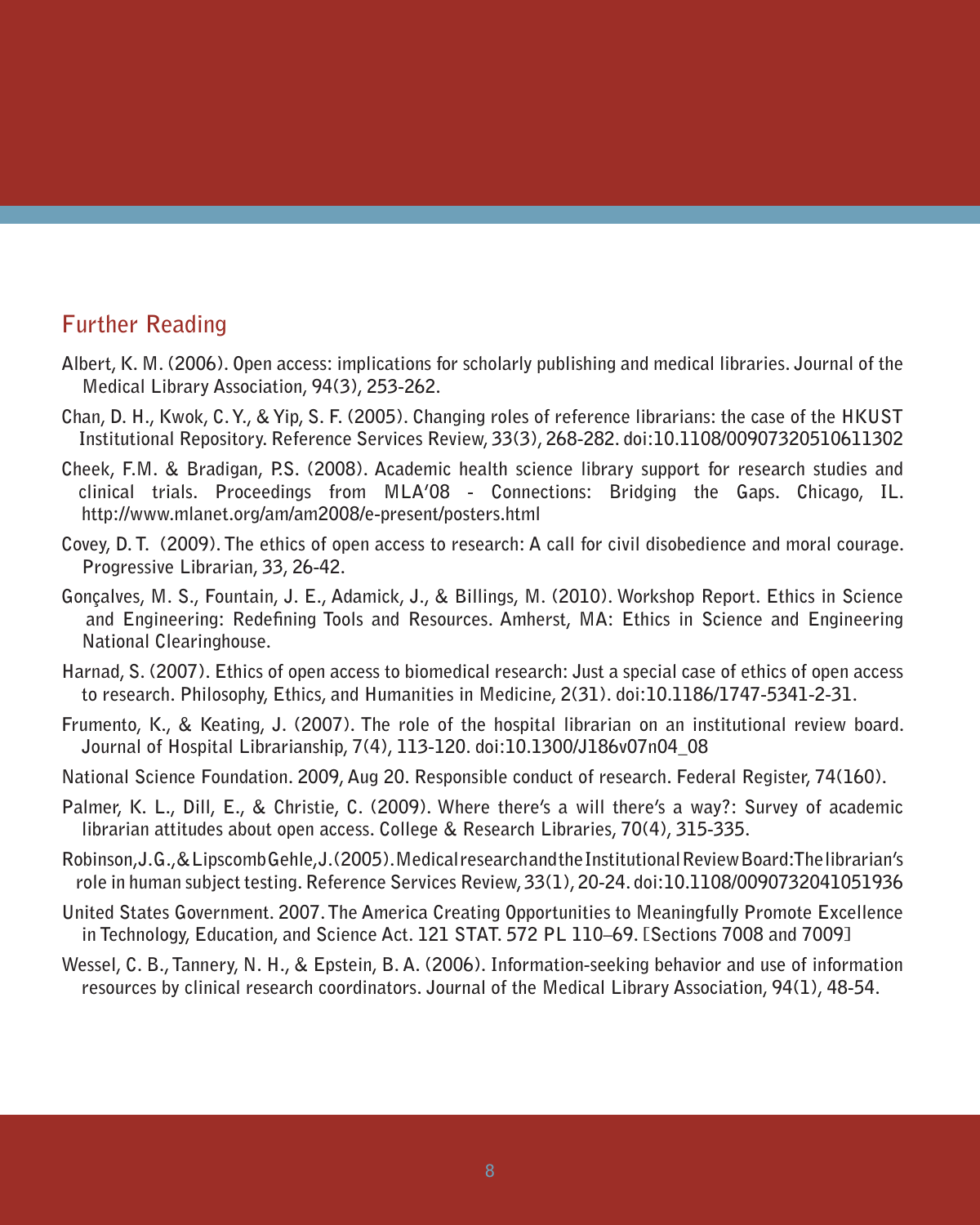## Further Reading

Albert, K. M. (2006). Open access: implications for scholarly publishing and medical libraries. Journal of the Medical Library Association, 94(3), 253-262.

Chan, D. H., Kwok, C. Y., & Yip, S. F. (2005). Changing roles of reference librarians: the case of the HKUST Institutional Repository. Reference Services Review, 33(3), 268-282. doi:10.1108/00907320510611302

Cheek, F.M. & Bradigan, P.S. (2008). Academic health science library support for research studies and clinical trials. Proceedings from MLA'08 - Connections: Bridging the Gaps. Chicago, IL. http://www.mlanet.org/am/am2008/e-present/posters.html

Covey, D. T. (2009). The ethics of open access to research: A call for civil disobedience and moral courage. Progressive Librarian, 33, 26-42.

Gonçalves, M. S., Fountain, J. E., Adamick, J., & Billings, M. (2010). Workshop Report. Ethics in Science and Engineering: Redefining Tools and Resources. Amherst, MA: Ethics in Science and Engineering National Clearinghouse.

Harnad, S. (2007). Ethics of open access to biomedical research: Just a special case of ethics of open access to research. Philosophy, Ethics, and Humanities in Medicine, 2(31). doi:10.1186/1747-5341-2-31.

Frumento, K., & Keating, J. (2007). The role of the hospital librarian on an institutional review board. Journal of Hospital Librarianship, 7(4), 113-120. doi:10.1300/J186v07n04_08

National Science Foundation. 2009, Aug 20. Responsible conduct of research. Federal Register, 74(160).

Palmer, K. L., Dill, E., & Christie, C. (2009). Where there's a will there's a way?: Survey of academic librarian attitudes about open access. College & Research Libraries, 70(4), 315-335.

Robinson, J. G., & Lipscomb Gehle, J. (2005). Medical research and the Institutional Review Board: The librarian's role in human subject testing. Reference Services Review, 33(1), 20-24. doi:10.1108/0090732041051936

United States Government. 2007. The America Creating Opportunities to Meaningfully Promote Excellence in Technology, Education, and Science Act. 121 STAT. 572 PL 110–69. [Sections 7008 and 7009]

Wessel, C. B., Tannery, N. H., & Epstein, B. A. (2006). Information-seeking behavior and use of information resources by clinical research coordinators. Journal of the Medical Library Association, 94(1), 48-54.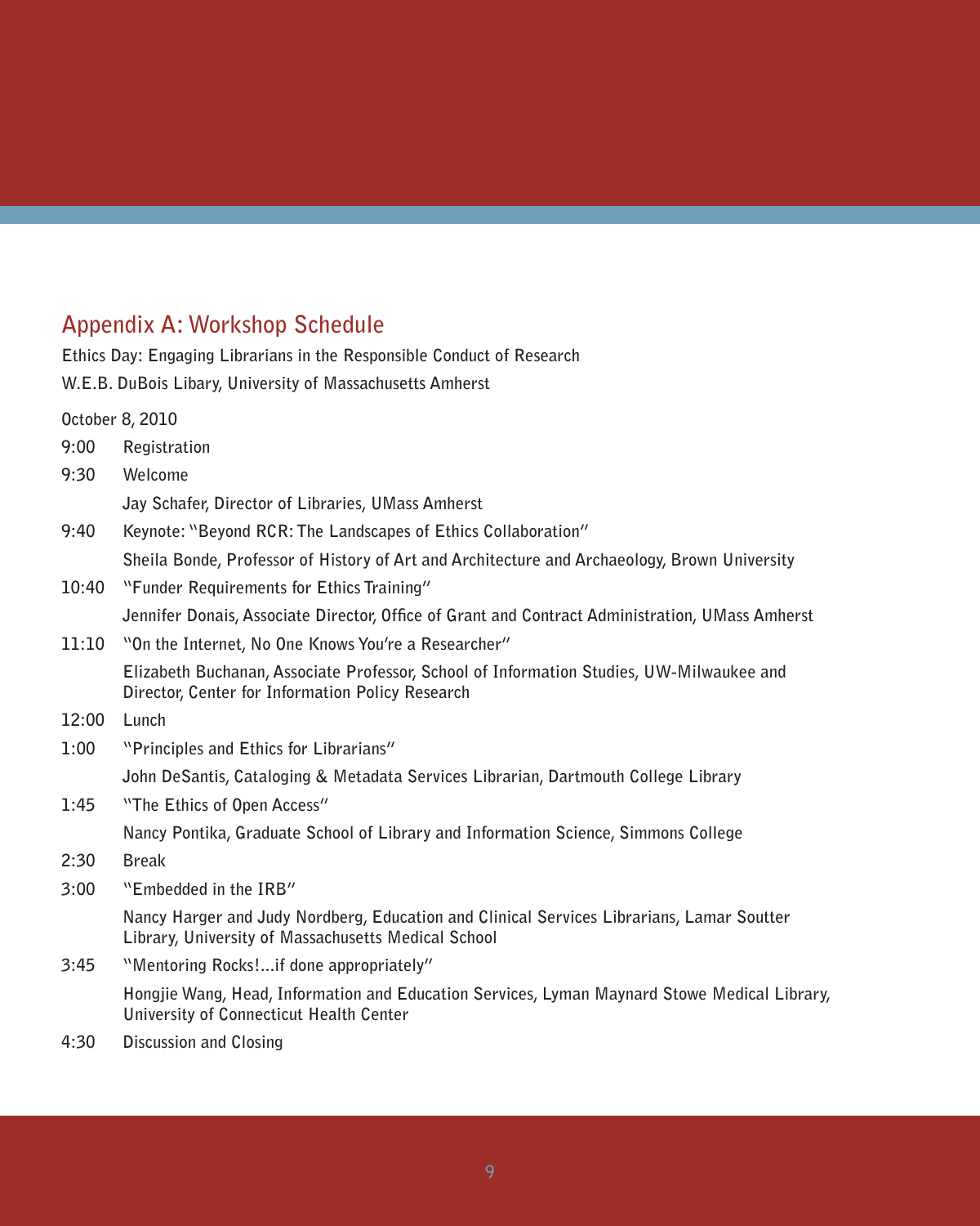## Appendix A: Workshop Schedule

**Ethics Day: Engaging Librarians in the Responsible Conduct of Research**

**W.E.B. DuBois Libary, University of Massachusetts Amherst**

October 8, 2010

| | |
|---|---|
| 9:00 | Registration |
| 9:30 | Welcome<br>Jay Schafer, Director of Libraries, UMass Amherst |
| 9:40 | Keynote: "Beyond RCR: The Landscapes of Ethics Collaboration"<br>Sheila Bonde, Professor of History of Art and Architecture and Archaeology, Brown University |
| 10:40 | "Funder Requirements for Ethics Training"<br>Jennifer Donais, Associate Director, Office of Grant and Contract Administration, UMass Amherst |
| 11:10 | "On the Internet, No One Knows You're a Researcher"<br>Elizabeth Buchanan, Associate Professor, School of Information Studies, UW-Milwaukee and Director, Center for Information Policy Research |
| 12:00 | Lunch |
| 1:00 | "Principles and Ethics for Librarians"<br>John DeSantis, Cataloging & Metadata Services Librarian, Dartmouth College Library |
| 1:45 | "The Ethics of Open Access"<br>Nancy Pontika, Graduate School of Library and Information Science, Simmons College |
| 2:30 | Break |
| 3:00 | "Embedded in the IRB"<br>Nancy Harger and Judy Nordberg, Education and Clinical Services Librarians, Lamar Soutter Library, University of Massachusetts Medical School |
| 3:45 | "Mentoring Rocks!...if done appropriately"<br>Hongjie Wang, Head, Information and Education Services, Lyman Maynard Stowe Medical Library, University of Connecticut Health Center |
| 4:30 | Discussion and Closing |